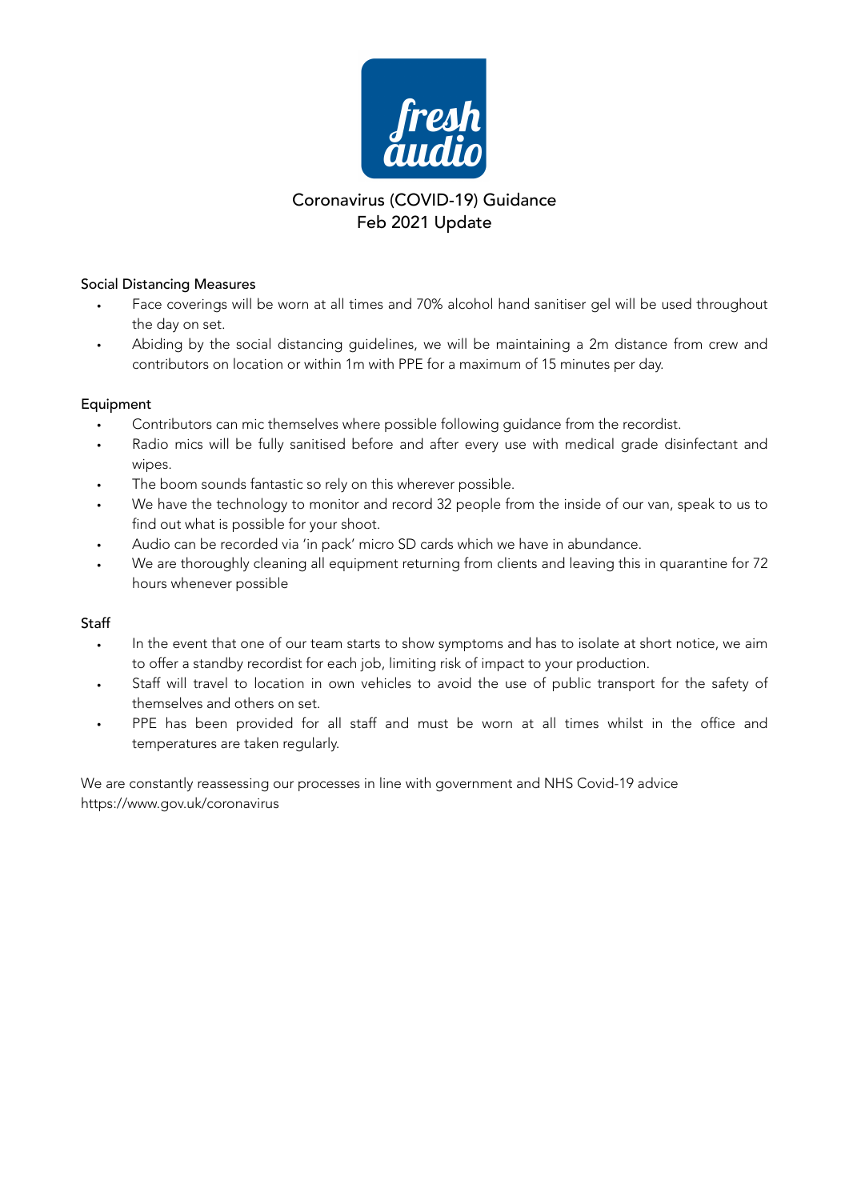# Coronavirus (COVID-19) Guidance
## Feb 2021 Update

### Social Distancing Measures

- Face coverings will be worn at all times and 70% alcohol hand sanitiser gel will be used throughout the day on set.
- Abiding by the social distancing guidelines, we will be maintaining a 2m distance from crew and contributors on location or within 1m with PPE for a maximum of 15 minutes per day.

### Equipment

- Contributors can mic themselves where possible following guidance from the recordist.
- Radio mics will be fully sanitised before and after every use with medical grade disinfectant and wipes.
- The boom sounds fantastic so rely on this wherever possible.
- We have the technology to monitor and record 32 people from the inside of our van, speak to us to find out what is possible for your shoot.
- Audio can be recorded via 'in pack' micro SD cards which we have in abundance.
- We are thoroughly cleaning all equipment returning from clients and leaving this in quarantine for 72 hours whenever possible

### Staff

- In the event that one of our team starts to show symptoms and has to isolate at short notice, we aim to offer a standby recordist for each job, limiting risk of impact to your production.
- Staff will travel to location in own vehicles to avoid the use of public transport for the safety of themselves and others on set.
- PPE has been provided for all staff and must be worn at all times whilst in the office and temperatures are taken regularly.

We are constantly reassessing our processes in line with government and NHS Covid-19 advice https://www.gov.uk/coronavirus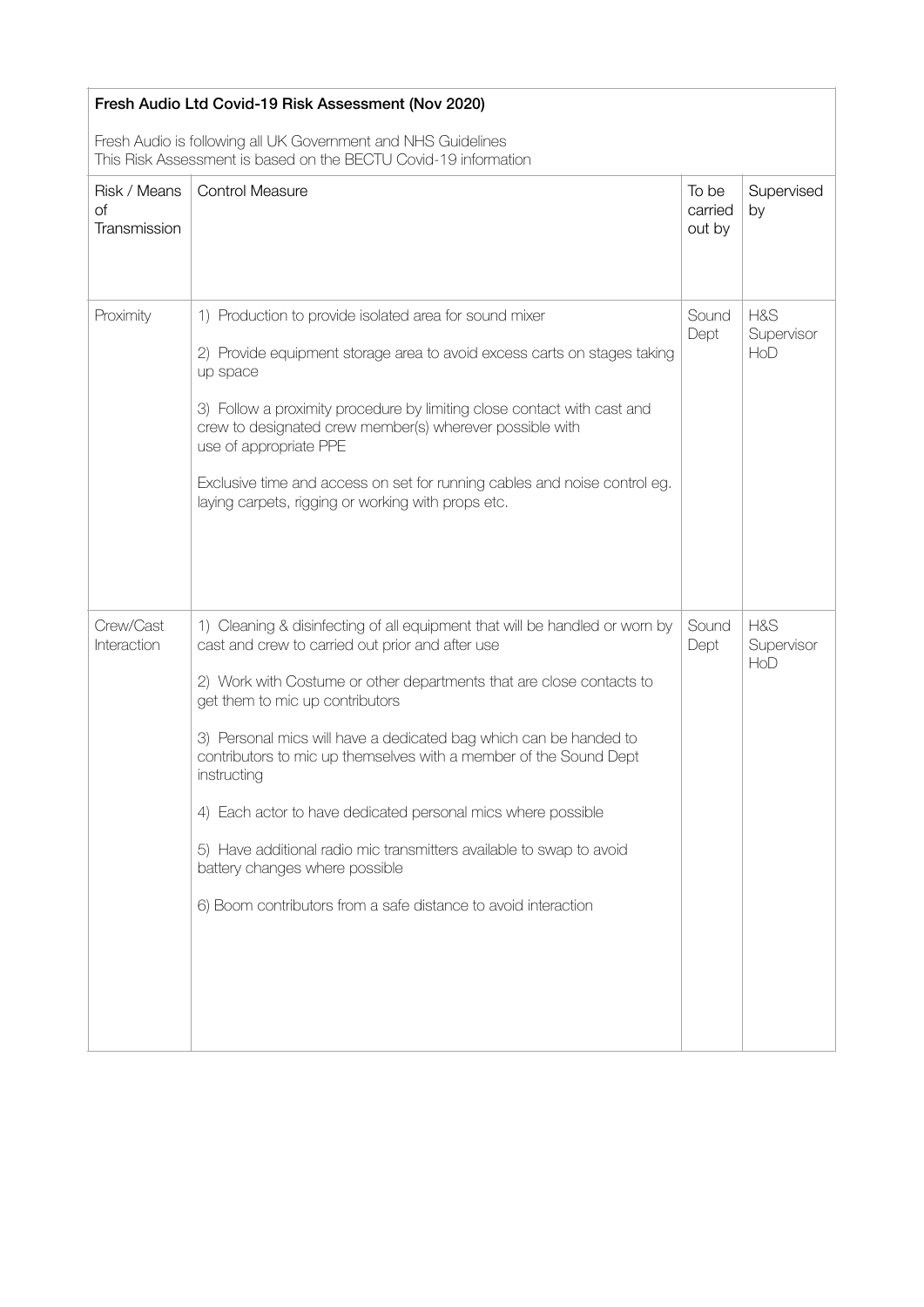**Fresh Audio Ltd Covid-19 Risk Assessment (Nov 2020)**

Fresh Audio is following all UK Government and NHS Guidelines
This Risk Assessment is based on the BECTU Covid-19 information

| Risk / Means of Transmission | Control Measure | To be carried out by | Supervised by |
|---|---|---|---|
| Proximity | 1) Production to provide isolated area for sound mixer<br><br>2) Provide equipment storage area to avoid excess carts on stages taking up space<br><br>3) Follow a proximity procedure by limiting close contact with cast and crew to designated crew member(s) wherever possible with use of appropriate PPE<br><br>Exclusive time and access on set for running cables and noise control eg. laying carpets, rigging or working with props etc. | Sound Dept | H&S Supervisor HoD |
| Crew/Cast Interaction | 1) Cleaning & disinfecting of all equipment that will be handled or worn by cast and crew to carried out prior and after use<br><br>2) Work with Costume or other departments that are close contacts to get them to mic up contributors<br><br>3) Personal mics will have a dedicated bag which can be handed to contributors to mic up themselves with a member of the Sound Dept instructing<br><br>4) Each actor to have dedicated personal mics where possible<br><br>5) Have additional radio mic transmitters available to swap to avoid battery changes where possible<br><br>6) Boom contributors from a safe distance to avoid interaction | Sound Dept | H&S Supervisor HoD |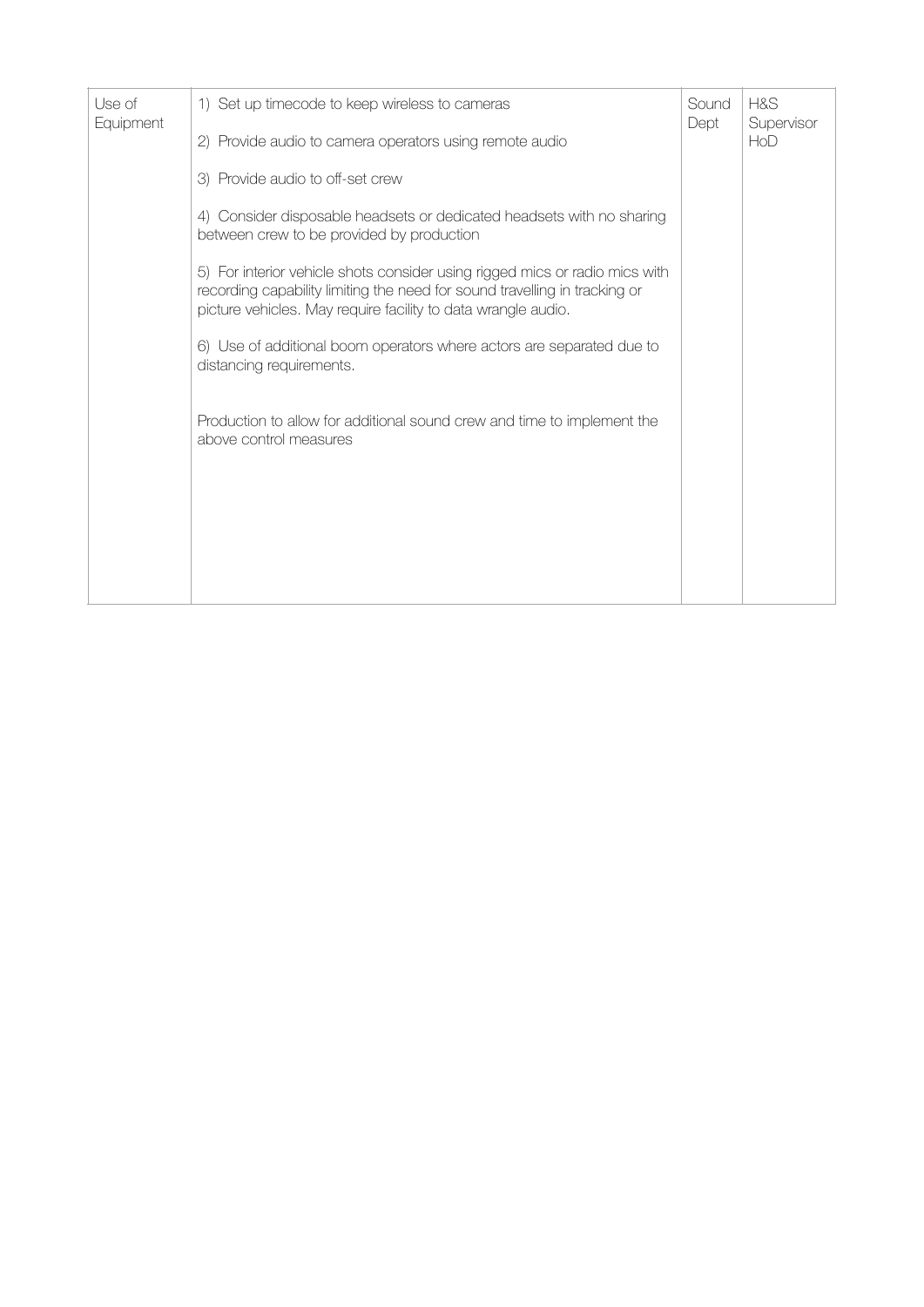| Use of Equipment | 1) Set up timecode to keep wireless to cameras<br><br>2) Provide audio to camera operators using remote audio<br><br>3) Provide audio to off-set crew<br><br>4) Consider disposable headsets or dedicated headsets with no sharing between crew to be provided by production<br><br>5) For interior vehicle shots consider using rigged mics or radio mics with recording capability limiting the need for sound travelling in tracking or picture vehicles. May require facility to data wrangle audio.<br><br>6) Use of additional boom operators where actors are separated due to distancing requirements.<br><br>Production to allow for additional sound crew and time to implement the above control measures | Sound Dept | H&S Supervisor HoD |
|---|---|---|---|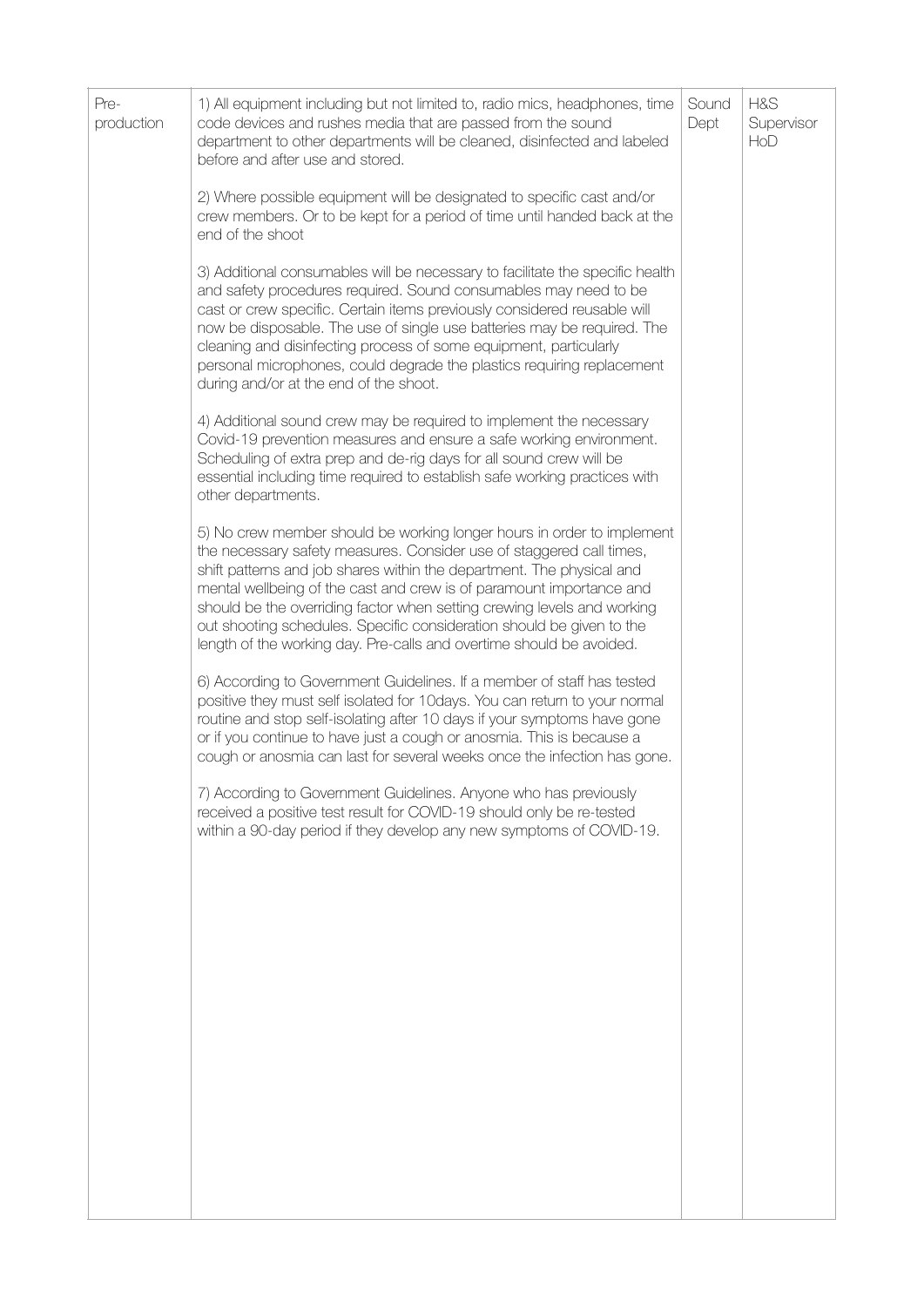| | | | |
|---|---|---|---|
| Pre-production | 1) All equipment including but not limited to, radio mics, headphones, time code devices and rushes media that are passed from the sound department to other departments will be cleaned, disinfected and labeled before and after use and stored.<br><br>2) Where possible equipment will be designated to specific cast and/or crew members. Or to be kept for a period of time until handed back at the end of the shoot<br><br>3) Additional consumables will be necessary to facilitate the specific health and safety procedures required. Sound consumables may need to be cast or crew specific. Certain items previously considered reusable will now be disposable. The use of single use batteries may be required. The cleaning and disinfecting process of some equipment, particularly personal microphones, could degrade the plastics requiring replacement during and/or at the end of the shoot.<br><br>4) Additional sound crew may be required to implement the necessary Covid-19 prevention measures and ensure a safe working environment. Scheduling of extra prep and de-rig days for all sound crew will be essential including time required to establish safe working practices with other departments.<br><br>5) No crew member should be working longer hours in order to implement the necessary safety measures. Consider use of staggered call times, shift patterns and job shares within the department. The physical and mental wellbeing of the cast and crew is of paramount importance and should be the overriding factor when setting crewing levels and working out shooting schedules. Specific consideration should be given to the length of the working day. Pre-calls and overtime should be avoided.<br><br>6) According to Government Guidelines. If a member of staff has tested positive they must self isolated for 10days. You can return to your normal routine and stop self-isolating after 10 days if your symptoms have gone or if you continue to have just a cough or anosmia. This is because a cough or anosmia can last for several weeks once the infection has gone.<br><br>7) According to Government Guidelines. Anyone who has previously received a positive test result for COVID-19 should only be re-tested within a 90-day period if they develop any new symptoms of COVID-19. | Sound Dept | H&S Supervisor HoD |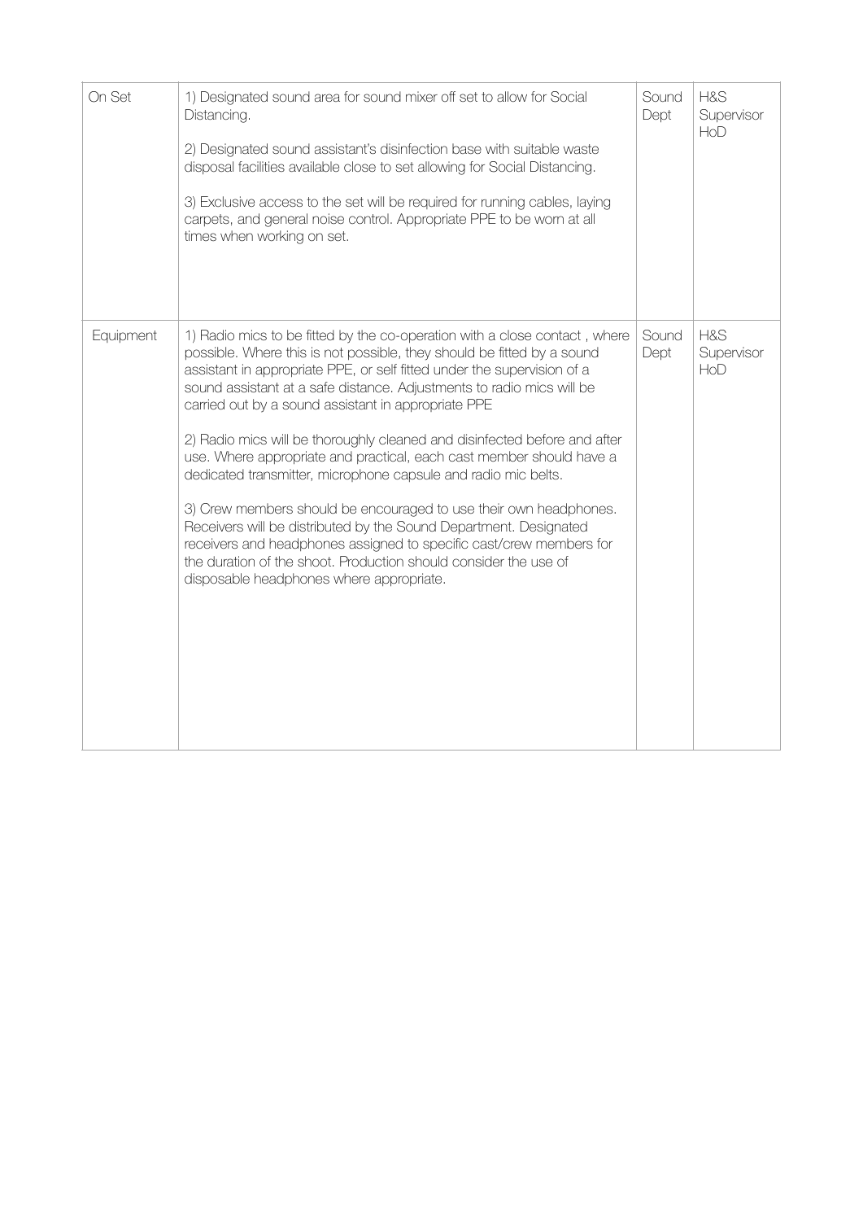| | | | |
|---|---|---|---|
| On Set | 1) Designated sound area for sound mixer off set to allow for Social Distancing.<br><br>2) Designated sound assistant's disinfection base with suitable waste disposal facilities available close to set allowing for Social Distancing.<br><br>3) Exclusive access to the set will be required for running cables, laying carpets, and general noise control. Appropriate PPE to be worn at all times when working on set. | Sound Dept | H&S Supervisor HoD |
| Equipment | 1) Radio mics to be fitted by the co-operation with a close contact , where possible. Where this is not possible, they should be fitted by a sound assistant in appropriate PPE, or self fitted under the supervision of a sound assistant at a safe distance. Adjustments to radio mics will be carried out by a sound assistant in appropriate PPE<br><br>2) Radio mics will be thoroughly cleaned and disinfected before and after use. Where appropriate and practical, each cast member should have a dedicated transmitter, microphone capsule and radio mic belts.<br><br>3) Crew members should be encouraged to use their own headphones. Receivers will be distributed by the Sound Department. Designated receivers and headphones assigned to specific cast/crew members for the duration of the shoot. Production should consider the use of disposable headphones where appropriate. | Sound Dept | H&S Supervisor HoD |